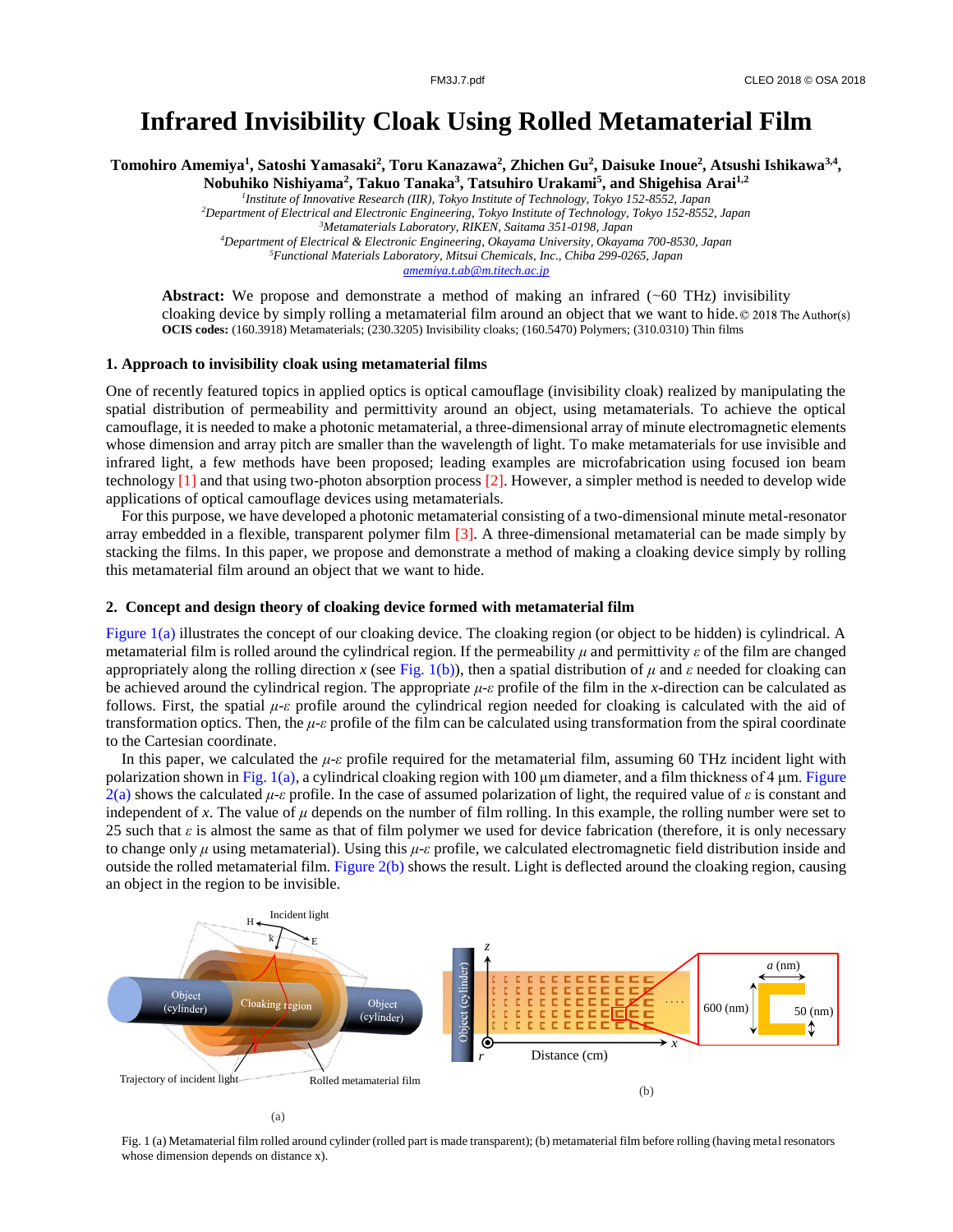# Infrared Invisibility Cloak Using Rolled Metamaterial Film

**Tomohiro Amemiya[1], Satoshi Yamasaki[2], Toru Kanazawa[2], Zhichen Gu[2], Daisuke Inoue[2], Atsushi Ishikawa[3,4], Nobuhiko Nishiyama[2], Takuo Tanaka[3], Tatsuhiro Urakami[5], and Shigehisa Arai[1,2]**

[1]*Institute of Innovative Research (IIR), Tokyo Institute of Technology, Tokyo 152-8552, Japan*
[2]*Department of Electrical and Electronic Engineering, Tokyo Institute of Technology, Tokyo 152-8552, Japan*
[3]*Metamaterials Laboratory, RIKEN, Saitama 351-0198, Japan*
[4]*Department of Electrical & Electronic Engineering, Okayama University, Okayama 700-8530, Japan*
[5]*Functional Materials Laboratory, Mitsui Chemicals, Inc., Chiba 299-0265, Japan*
*amemiya.t.ab@m.titech.ac.jp*

**Abstract:** We propose and demonstrate a method of making an infrared (~60 THz) invisibility cloaking device by simply rolling a metamaterial film around an object that we want to hide. © 2018 The Author(s)
**OCIS codes:** (160.3918) Metamaterials; (230.3205) Invisibility cloaks; (160.5470) Polymers; (310.0310) Thin films

## 1. Approach to invisibility cloak using metamaterial films

One of recently featured topics in applied optics is optical camouflage (invisibility cloak) realized by manipulating the spatial distribution of permeability and permittivity around an object, using metamaterials. To achieve the optical camouflage, it is needed to make a photonic metamaterial, a three-dimensional array of minute electromagnetic elements whose dimension and array pitch are smaller than the wavelength of light. To make metamaterials for visible and infrared light, a few methods have been proposed; leading examples are microfabrication using focused ion beam technology [1] and that using two-photon absorption process [2]. However, a simpler method is needed to develop wide applications of optical camouflage devices using metamaterials.

For this purpose, we have developed a photonic metamaterial consisting of a two-dimensional minute metal-resonator array embedded in a flexible, transparent polymer film [3]. A three-dimensional metamaterial can be made simply by stacking the films. In this paper, we propose and demonstrate a method of making a cloaking device simply by rolling this metamaterial film around an object that we want to hide.

## 2. Concept and design theory of cloaking device formed with metamaterial film

Figure 1(a) illustrates the concept of our cloaking device. The cloaking region (or object to be hidden) is cylindrical. A metamaterial film is rolled around the cylindrical region. If the permeability $\mu$ and permittivity $\varepsilon$ of the film are changed appropriately along the rolling direction $x$ (see Fig. 1(b)), then a spatial distribution of $\mu$ and $\varepsilon$ needed for cloaking can be achieved around the cylindrical region. The appropriate $\mu$-$\varepsilon$ profile of the film in the $x$-direction can be calculated as follows. First, the spatial $\mu$-$\varepsilon$ profile around the cylindrical region needed for cloaking is calculated with the aid of transformation optics. Then, the $\mu$-$\varepsilon$ profile of the film can be calculated using transformation from the spiral coordinate to the Cartesian coordinate.

In this paper, we calculated the $\mu$-$\varepsilon$ profile required for the metamaterial film, assuming 60 THz incident light with polarization shown in Fig. 1(a), a cylindrical cloaking region with 100 μm diameter, and a film thickness of 4 μm. Figure 2(a) shows the calculated $\mu$-$\varepsilon$ profile. In the case of assumed polarization of light, the required value of $\varepsilon$ is constant and independent of $x$. The value of $\mu$ depends on the number of film rolling. In this example, the rolling number were set to 25 such that $\varepsilon$ is almost the same as that of film polymer we used for device fabrication (therefore, it is only necessary to change only $\mu$ using metamaterial). Using this $\mu$-$\varepsilon$ profile, we calculated electromagnetic field distribution inside and outside the rolled metamaterial film. Figure 2(b) shows the result. Light is deflected around the cloaking region, causing an object in the region to be invisible.

Fig. 1 (a) Metamaterial film rolled around cylinder (rolled part is made transparent); (b) metamaterial film before rolling (having metal resonators whose dimension depends on distance x).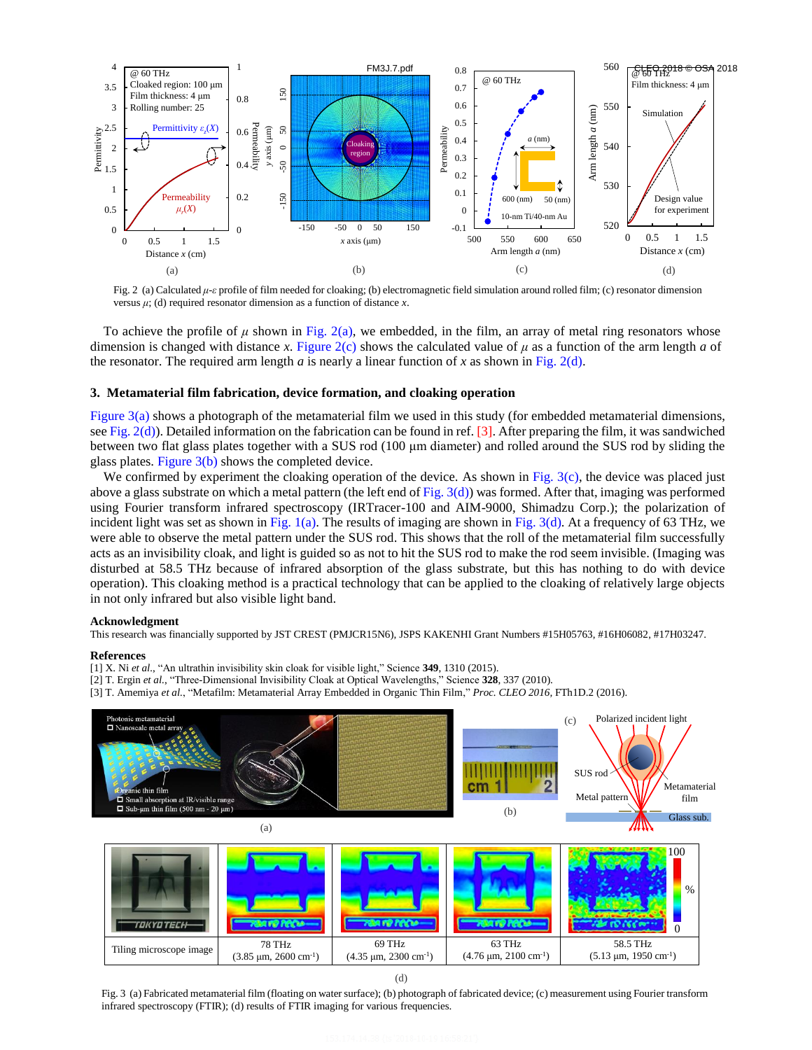@ 60 THz
Cloaked region: 100 μm
Film thickness: 4 μm
Rolling number: 25

Permittivity $\varepsilon_r(X)$

Permeability $\mu_r(X)$

Permittivity

Permeability

Distance $x$ (cm)

(a)

Cloaking region

$y$ axis (μm)

$x$ axis (μm)

(b)

@ 60 THz

$a$ (nm)

600 (nm) 50 (nm)

10-nm Ti/40-nm Au

Permeability

Arm length $a$ (nm)

(c)

@ 60 THz
Film thickness: 4 μm

Simulation

Design value for experiment

Arm length $a$ (nm)

Distance $x$ (cm)

(d)

Fig. 2 (a) Calculated $\mu$-$\varepsilon$ profile of film needed for cloaking; (b) electromagnetic field simulation around rolled film; (c) resonator dimension versus $\mu$; (d) required resonator dimension as a function of distance $x$.

To achieve the profile of $\mu$ shown in Fig. 2(a), we embedded, in the film, an array of metal ring resonators whose dimension is changed with distance $x$. Figure 2(c) shows the calculated value of $\mu$ as a function of the arm length $a$ of the resonator. The required arm length $a$ is nearly a linear function of $x$ as shown in Fig. 2(d).

## 3. Metamaterial film fabrication, device formation, and cloaking operation

Figure 3(a) shows a photograph of the metamaterial film we used in this study (for embedded metamaterial dimensions, see Fig. 2(d)). Detailed information on the fabrication can be found in ref. [3]. After preparing the film, it was sandwiched between two flat glass plates together with a SUS rod (100 µm diameter) and rolled around the SUS rod by sliding the glass plates. Figure 3(b) shows the completed device.

We confirmed by experiment the cloaking operation of the device. As shown in Fig. 3(c), the device was placed just above a glass substrate on which a metal pattern (the left end of Fig. 3(d)) was formed. After that, imaging was performed using Fourier transform infrared spectroscopy (IRTracer-100 and AIM-9000, Shimadzu Corp.); the polarization of incident light was set as shown in Fig. 1(a). The results of imaging are shown in Fig. 3(d). At a frequency of 63 THz, we were able to observe the metal pattern under the SUS rod. This shows that the roll of the metamaterial film successfully acts as an invisibility cloak, and light is guided so as not to hit the SUS rod to make the rod seem invisible. (Imaging was disturbed at 58.5 THz because of infrared absorption of the glass substrate, but this has nothing to do with device operation). This cloaking method is a practical technology that can be applied to the cloaking of relatively large objects in not only infrared but also visible light band.

### Acknowledgment

This research was financially supported by JST CREST (PMJCR15N6), JSPS KAKENHI Grant Numbers #15H05763, #16H06082, #17H03247.

### References

[1] X. Ni *et al.*, "An ultrathin invisibility skin cloak for visible light," Science **349**, 1310 (2015).
[2] T. Ergin *et al.*, "Three-Dimensional Invisibility Cloak at Optical Wavelengths," Science **328**, 337 (2010).
[3] T. Amemiya *et al.*, "Metafilm: Metamaterial Array Embedded in Organic Thin Film," *Proc. CLEO 2016*, FTh1D.2 (2016).

Photonic metamaterial
☐ Nanoscale metal array

Organic thin film
☐ Small absorption at IR/visible range
☐ Sub-μm thin film (500 nm - 20 μm)

(a)

(b)

(c) Polarized incident light

SUS rod

Metamaterial film

Metal pattern

Glass sub.

| Tiling microscope image | 78 THz (3.85 μm, 2600 cm$^{-1}$) | 69 THz (4.35 μm, 2300 cm$^{-1}$) | 63 THz (4.76 μm, 2100 cm$^{-1}$) | 58.5 THz (5.13 μm, 1950 cm$^{-1}$) |
|---|---|---|---|---|

100 % 0

(d)

Fig. 3 (a) Fabricated metamaterial film (floating on water surface); (b) photograph of fabricated device; (c) measurement using Fourier transform infrared spectroscopy (FTIR); (d) results of FTIR imaging for various frequencies.